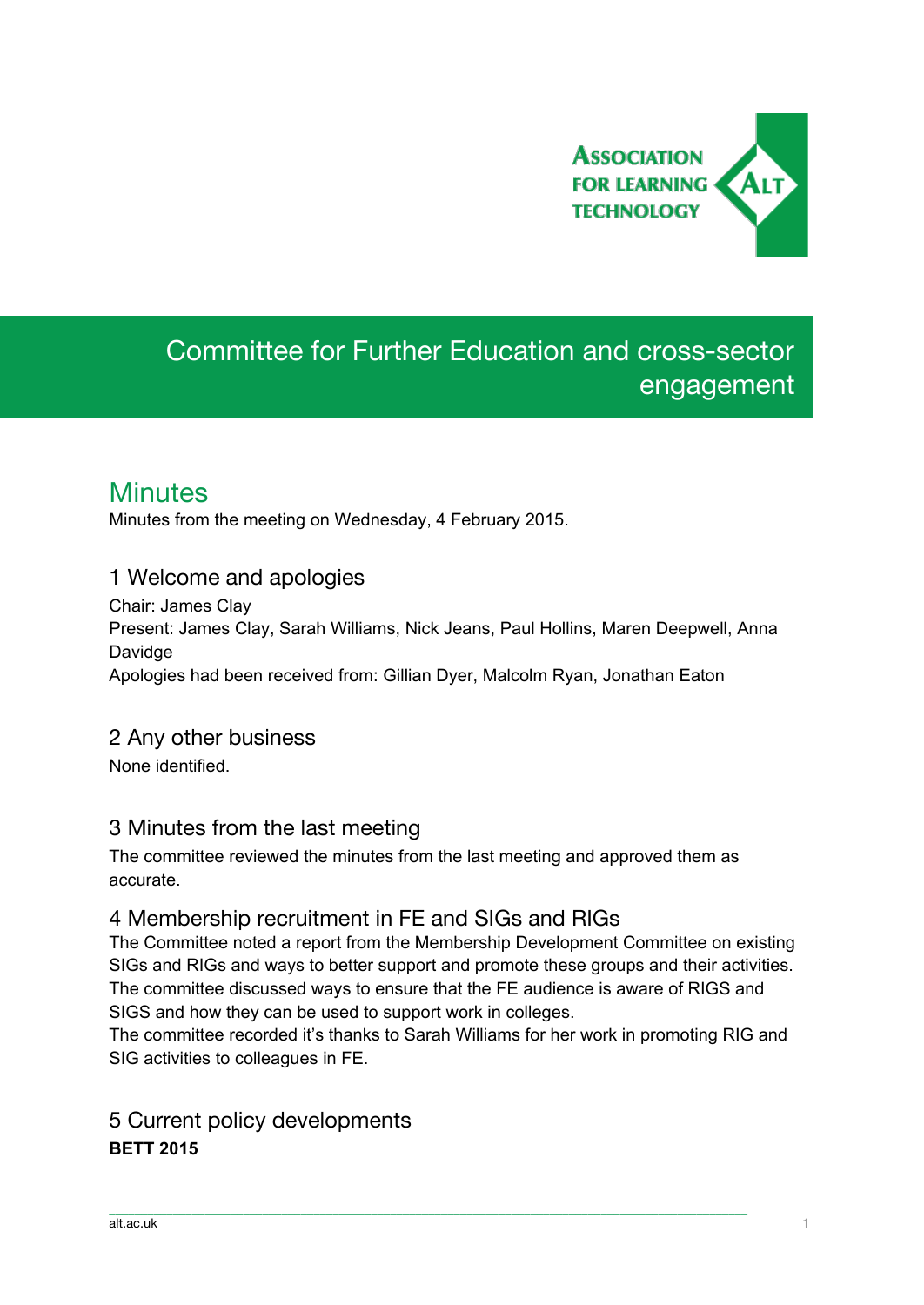# Committee for Further Education and cross-sector engagement

## Minutes

Minutes from the meeting on Wednesday, 4 February 2015.

### 1 Welcome and apologies

Chair: James Clay
Present: James Clay, Sarah Williams, Nick Jeans, Paul Hollins, Maren Deepwell, Anna Davidge
Apologies had been received from: Gillian Dyer, Malcolm Ryan, Jonathan Eaton

### 2 Any other business

None identified.

### 3 Minutes from the last meeting

The committee reviewed the minutes from the last meeting and approved them as accurate.

### 4 Membership recruitment in FE and SIGs and RIGs

The Committee noted a report from the Membership Development Committee on existing SIGs and RIGs and ways to better support and promote these groups and their activities. The committee discussed ways to ensure that the FE audience is aware of RIGS and SIGS and how they can be used to support work in colleges.
The committee recorded it's thanks to Sarah Williams for her work in promoting RIG and SIG activities to colleagues in FE.

### 5 Current policy developments

**BETT 2015**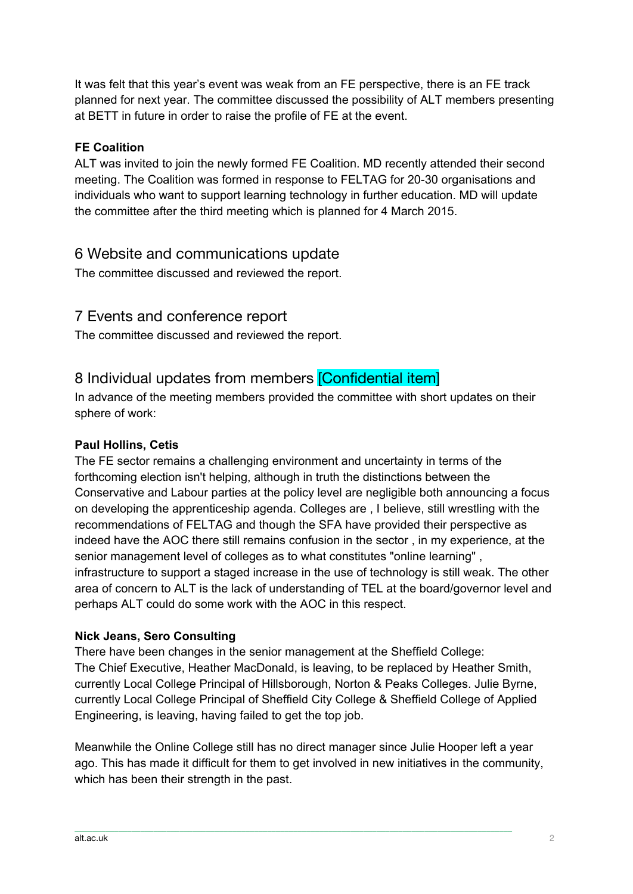It was felt that this year's event was weak from an FE perspective, there is an FE track planned for next year. The committee discussed the possibility of ALT members presenting at BETT in future in order to raise the profile of FE at the event.

**FE Coalition**

ALT was invited to join the newly formed FE Coalition. MD recently attended their second meeting. The Coalition was formed in response to FELTAG for 20-30 organisations and individuals who want to support learning technology in further education. MD will update the committee after the third meeting which is planned for 4 March 2015.

## 6 Website and communications update

The committee discussed and reviewed the report.

## 7 Events and conference report

The committee discussed and reviewed the report.

## 8 Individual updates from members [Confidential item]

In advance of the meeting members provided the committee with short updates on their sphere of work:

**Paul Hollins, Cetis**

The FE sector remains a challenging environment and uncertainty in terms of the forthcoming election isn't helping, although in truth the distinctions between the Conservative and Labour parties at the policy level are negligible both announcing a focus on developing the apprenticeship agenda. Colleges are , I believe, still wrestling with the recommendations of FELTAG and though the SFA have provided their perspective as indeed have the AOC there still remains confusion in the sector , in my experience, at the senior management level of colleges as to what constitutes "online learning" , infrastructure to support a staged increase in the use of technology is still weak. The other area of concern to ALT is the lack of understanding of TEL at the board/governor level and perhaps ALT could do some work with the AOC in this respect.

**Nick Jeans, Sero Consulting**

There have been changes in the senior management at the Sheffield College:
The Chief Executive, Heather MacDonald, is leaving, to be replaced by Heather Smith, currently Local College Principal of Hillsborough, Norton & Peaks Colleges. Julie Byrne, currently Local College Principal of Sheffield City College & Sheffield College of Applied Engineering, is leaving, having failed to get the top job.

Meanwhile the Online College still has no direct manager since Julie Hooper left a year ago. This has made it difficult for them to get involved in new initiatives in the community, which has been their strength in the past.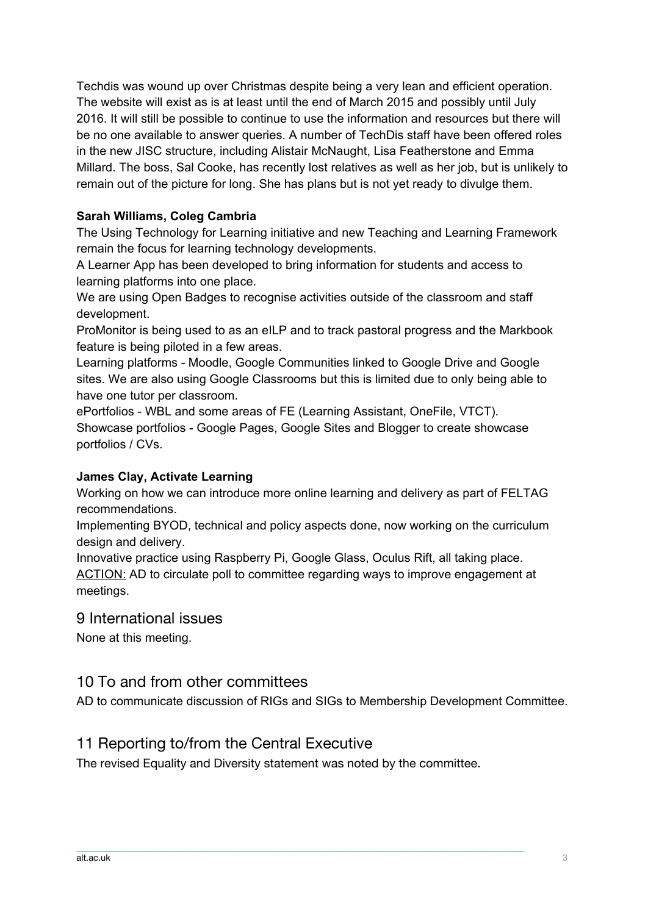Techdis was wound up over Christmas despite being a very lean and efficient operation. The website will exist as is at least until the end of March 2015 and possibly until July 2016. It will still be possible to continue to use the information and resources but there will be no one available to answer queries. A number of TechDis staff have been offered roles in the new JISC structure, including Alistair McNaught, Lisa Featherstone and Emma Millard. The boss, Sal Cooke, has recently lost relatives as well as her job, but is unlikely to remain out of the picture for long. She has plans but is not yet ready to divulge them.

**Sarah Williams, Coleg Cambria**

The Using Technology for Learning initiative and new Teaching and Learning Framework remain the focus for learning technology developments.

A Learner App has been developed to bring information for students and access to learning platforms into one place.

We are using Open Badges to recognise activities outside of the classroom and staff development.

ProMonitor is being used to as an eILP and to track pastoral progress and the Markbook feature is being piloted in a few areas.

Learning platforms - Moodle, Google Communities linked to Google Drive and Google sites. We are also using Google Classrooms but this is limited due to only being able to have one tutor per classroom.

ePortfolios - WBL and some areas of FE (Learning Assistant, OneFile, VTCT).

Showcase portfolios - Google Pages, Google Sites and Blogger to create showcase portfolios / CVs.

**James Clay, Activate Learning**

Working on how we can introduce more online learning and delivery as part of FELTAG recommendations.

Implementing BYOD, technical and policy aspects done, now working on the curriculum design and delivery.

Innovative practice using Raspberry Pi, Google Glass, Oculus Rift, all taking place.

ACTION: AD to circulate poll to committee regarding ways to improve engagement at meetings.

## 9 International issues

None at this meeting.

## 10 To and from other committees

AD to communicate discussion of RIGs and SIGs to Membership Development Committee.

## 11 Reporting to/from the Central Executive

The revised Equality and Diversity statement was noted by the committee.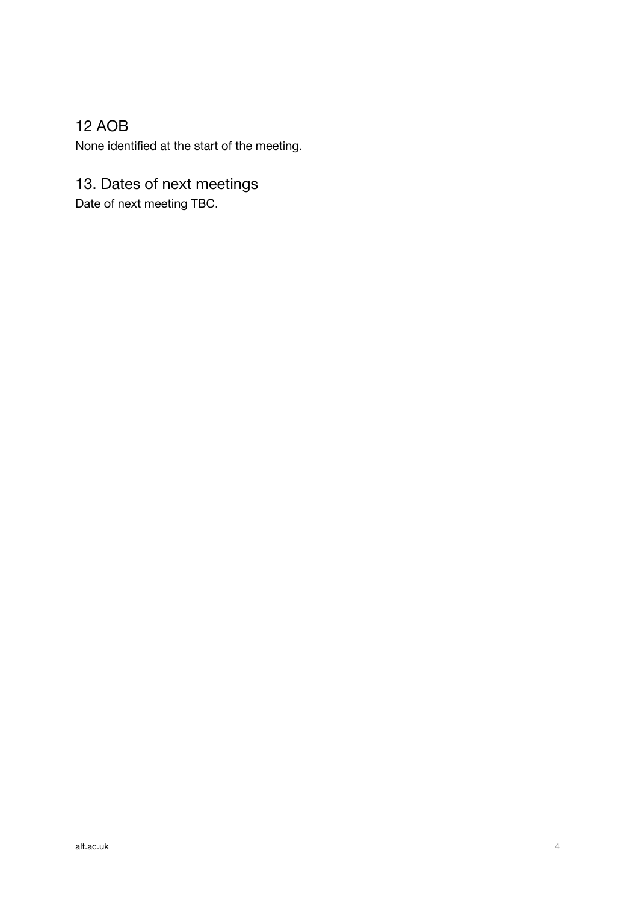## 12 AOB

None identified at the start of the meeting.

## 13. Dates of next meetings

Date of next meeting TBC.